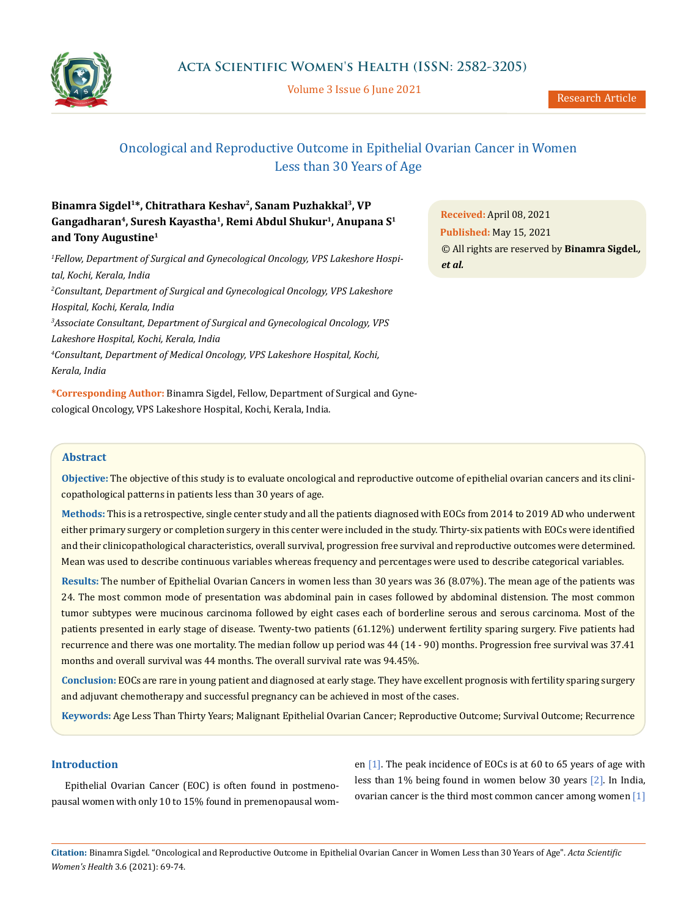# Oncological and Reproductive Outcome in Epithelial Ovarian Cancer in Women Less than 30 Years of Age

**Binamra Sigdel[1]*, Chitrathara Keshav[2], Sanam Puzhakkal[3], VP Gangadharan[4], Suresh Kayastha[1], Remi Abdul Shukur[1], Anupana S[1] and Tony Augustine[1]**

[1]*Fellow, Department of Surgical and Gynecological Oncology, VPS Lakeshore Hospital, Kochi, Kerala, India*

[2]*Consultant, Department of Surgical and Gynecological Oncology, VPS Lakeshore Hospital, Kochi, Kerala, India*

[3]*Associate Consultant, Department of Surgical and Gynecological Oncology, VPS Lakeshore Hospital, Kochi, Kerala, India*

[4]*Consultant, Department of Medical Oncology, VPS Lakeshore Hospital, Kochi, Kerala, India*

**\*Corresponding Author:** Binamra Sigdel, Fellow, Department of Surgical and Gynecological Oncology, VPS Lakeshore Hospital, Kochi, Kerala, India.

**Received:** April 08, 2021
**Published:** May 15, 2021
© All rights are reserved by **Binamra Sigdel***, et al.*

## Abstract

**Objective:** The objective of this study is to evaluate oncological and reproductive outcome of epithelial ovarian cancers and its clinicopathological patterns in patients less than 30 years of age.

**Methods:** This is a retrospective, single center study and all the patients diagnosed with EOCs from 2014 to 2019 AD who underwent either primary surgery or completion surgery in this center were included in the study. Thirty-six patients with EOCs were identified and their clinicopathological characteristics, overall survival, progression free survival and reproductive outcomes were determined. Mean was used to describe continuous variables whereas frequency and percentages were used to describe categorical variables.

**Results:** The number of Epithelial Ovarian Cancers in women less than 30 years was 36 (8.07%). The mean age of the patients was 24. The most common mode of presentation was abdominal pain in cases followed by abdominal distension. The most common tumor subtypes were mucinous carcinoma followed by eight cases each of borderline serous and serous carcinoma. Most of the patients presented in early stage of disease. Twenty-two patients (61.12%) underwent fertility sparing surgery. Five patients had recurrence and there was one mortality. The median follow up period was 44 (14 - 90) months. Progression free survival was 37.41 months and overall survival was 44 months. The overall survival rate was 94.45%.

**Conclusion:** EOCs are rare in young patient and diagnosed at early stage. They have excellent prognosis with fertility sparing surgery and adjuvant chemotherapy and successful pregnancy can be achieved in most of the cases.

**Keywords:** Age Less Than Thirty Years; Malignant Epithelial Ovarian Cancer; Reproductive Outcome; Survival Outcome; Recurrence

## Introduction

Epithelial Ovarian Cancer (EOC) is often found in postmenopausal women with only 10 to 15% found in premenopausal women [1]. The peak incidence of EOCs is at 60 to 65 years of age with less than 1% being found in women below 30 years [2]. In India, ovarian cancer is the third most common cancer among women [1]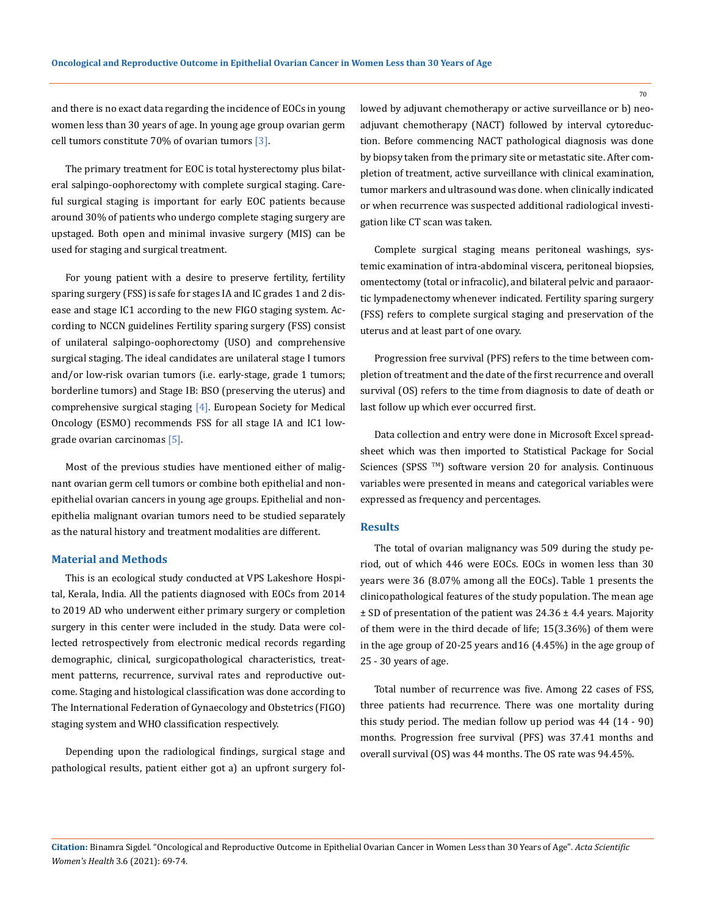and there is no exact data regarding the incidence of EOCs in young women less than 30 years of age. In young age group ovarian germ cell tumors constitute 70% of ovarian tumors [3].

The primary treatment for EOC is total hysterectomy plus bilateral salpingo-oophorectomy with complete surgical staging. Careful surgical staging is important for early EOC patients because around 30% of patients who undergo complete staging surgery are upstaged. Both open and minimal invasive surgery (MIS) can be used for staging and surgical treatment.

For young patient with a desire to preserve fertility, fertility sparing surgery (FSS) is safe for stages IA and IC grades 1 and 2 disease and stage IC1 according to the new FIGO staging system. According to NCCN guidelines Fertility sparing surgery (FSS) consist of unilateral salpingo-oophorectomy (USO) and comprehensive surgical staging. The ideal candidates are unilateral stage I tumors and/or low-risk ovarian tumors (i.e. early-stage, grade 1 tumors; borderline tumors) and Stage IB: BSO (preserving the uterus) and comprehensive surgical staging [4]. European Society for Medical Oncology (ESMO) recommends FSS for all stage IA and IC1 low-grade ovarian carcinomas [5].

Most of the previous studies have mentioned either of malignant ovarian germ cell tumors or combine both epithelial and non-epithelial ovarian cancers in young age groups. Epithelial and non-epithelia malignant ovarian tumors need to be studied separately as the natural history and treatment modalities are different.

## Material and Methods

This is an ecological study conducted at VPS Lakeshore Hospital, Kerala, India. All the patients diagnosed with EOCs from 2014 to 2019 AD who underwent either primary surgery or completion surgery in this center were included in the study. Data were collected retrospectively from electronic medical records regarding demographic, clinical, surgicopathological characteristics, treatment patterns, recurrence, survival rates and reproductive outcome. Staging and histological classification was done according to The International Federation of Gynaecology and Obstetrics (FIGO) staging system and WHO classification respectively.

Depending upon the radiological findings, surgical stage and pathological results, patient either got a) an upfront surgery followed by adjuvant chemotherapy or active surveillance or b) neoadjuvant chemotherapy (NACT) followed by interval cytoreduction. Before commencing NACT pathological diagnosis was done by biopsy taken from the primary site or metastatic site. After completion of treatment, active surveillance with clinical examination, tumor markers and ultrasound was done. when clinically indicated or when recurrence was suspected additional radiological investigation like CT scan was taken.

Complete surgical staging means peritoneal washings, systemic examination of intra-abdominal viscera, peritoneal biopsies, omentectomy (total or infracolic), and bilateral pelvic and paraaortic lympadenectomy whenever indicated. Fertility sparing surgery (FSS) refers to complete surgical staging and preservation of the uterus and at least part of one ovary.

Progression free survival (PFS) refers to the time between completion of treatment and the date of the first recurrence and overall survival (OS) refers to the time from diagnosis to date of death or last follow up which ever occurred first.

Data collection and entry were done in Microsoft Excel spreadsheet which was then imported to Statistical Package for Social Sciences (SPSS ™) software version 20 for analysis. Continuous variables were presented in means and categorical variables were expressed as frequency and percentages.

## Results

The total of ovarian malignancy was 509 during the study period, out of which 446 were EOCs. EOCs in women less than 30 years were 36 (8.07% among all the EOCs). Table 1 presents the clinicopathological features of the study population. The mean age ± SD of presentation of the patient was 24.36 ± 4.4 years. Majority of them were in the third decade of life; 15(3.36%) of them were in the age group of 20-25 years and16 (4.45%) in the age group of 25 - 30 years of age.

Total number of recurrence was five. Among 22 cases of FSS, three patients had recurrence. There was one mortality during this study period. The median follow up period was 44 (14 - 90) months. Progression free survival (PFS) was 37.41 months and overall survival (OS) was 44 months. The OS rate was 94.45%.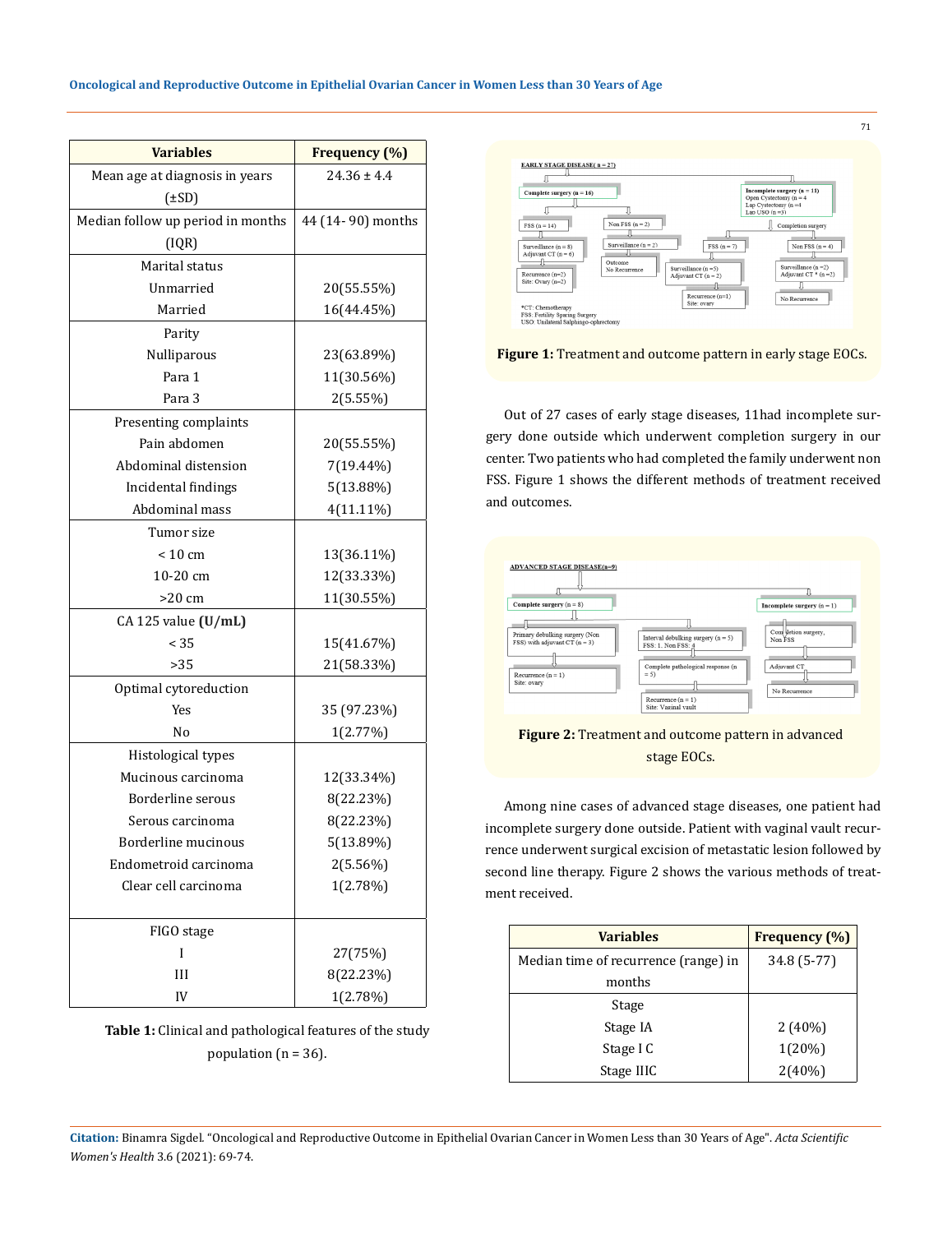| Variables | Frequency (%) |
|---|---|
| Mean age at diagnosis in years (±SD) | 24.36 ± 4.4 |
| Median follow up period in months (IQR) | 44 (14- 90) months |
| Marital status | |
| Unmarried | 20(55.55%) |
| Married | 16(44.45%) |
| Parity | |
| Nulliparous | 23(63.89%) |
| Para 1 | 11(30.56%) |
| Para 3 | 2(5.55%) |
| Presenting complaints | |
| Pain abdomen | 20(55.55%) |
| Abdominal distension | 7(19.44%) |
| Incidental findings | 5(13.88%) |
| Abdominal mass | 4(11.11%) |
| Tumor size | |
| < 10 cm | 13(36.11%) |
| 10-20 cm | 12(33.33%) |
| >20 cm | 11(30.55%) |
| CA 125 value **(U/mL)** | |
| < 35 | 15(41.67%) |
| >35 | 21(58.33%) |
| Optimal cytoreduction | |
| Yes | 35 (97.23%) |
| No | 1(2.77%) |
| Histological types | |
| Mucinous carcinoma | 12(33.34%) |
| Borderline serous | 8(22.23%) |
| Serous carcinoma | 8(22.23%) |
| Borderline mucinous | 5(13.89%) |
| Endometroid carcinoma | 2(5.56%) |
| Clear cell carcinoma | 1(2.78%) |
| FIGO stage | |
| I | 27(75%) |
| III | 8(22.23%) |
| IV | 1(2.78%) |

**Table 1:** Clinical and pathological features of the study population (n = 36).

**Figure 1:** Treatment and outcome pattern in early stage EOCs.

Out of 27 cases of early stage diseases, 11had incomplete surgery done outside which underwent completion surgery in our center. Two patients who had completed the family underwent non FSS. Figure 1 shows the different methods of treatment received and outcomes.

**Figure 2:** Treatment and outcome pattern in advanced stage EOCs.

Among nine cases of advanced stage diseases, one patient had incomplete surgery done outside. Patient with vaginal vault recurrence underwent surgical excision of metastatic lesion followed by second line therapy. Figure 2 shows the various methods of treatment received.

| Variables | Frequency (%) |
|---|---|
| Median time of recurrence (range) in months | 34.8 (5-77) |
| Stage | |
| Stage IA | 2 (40%) |
| Stage I C | 1(20%) |
| Stage IIIC | 2(40%) |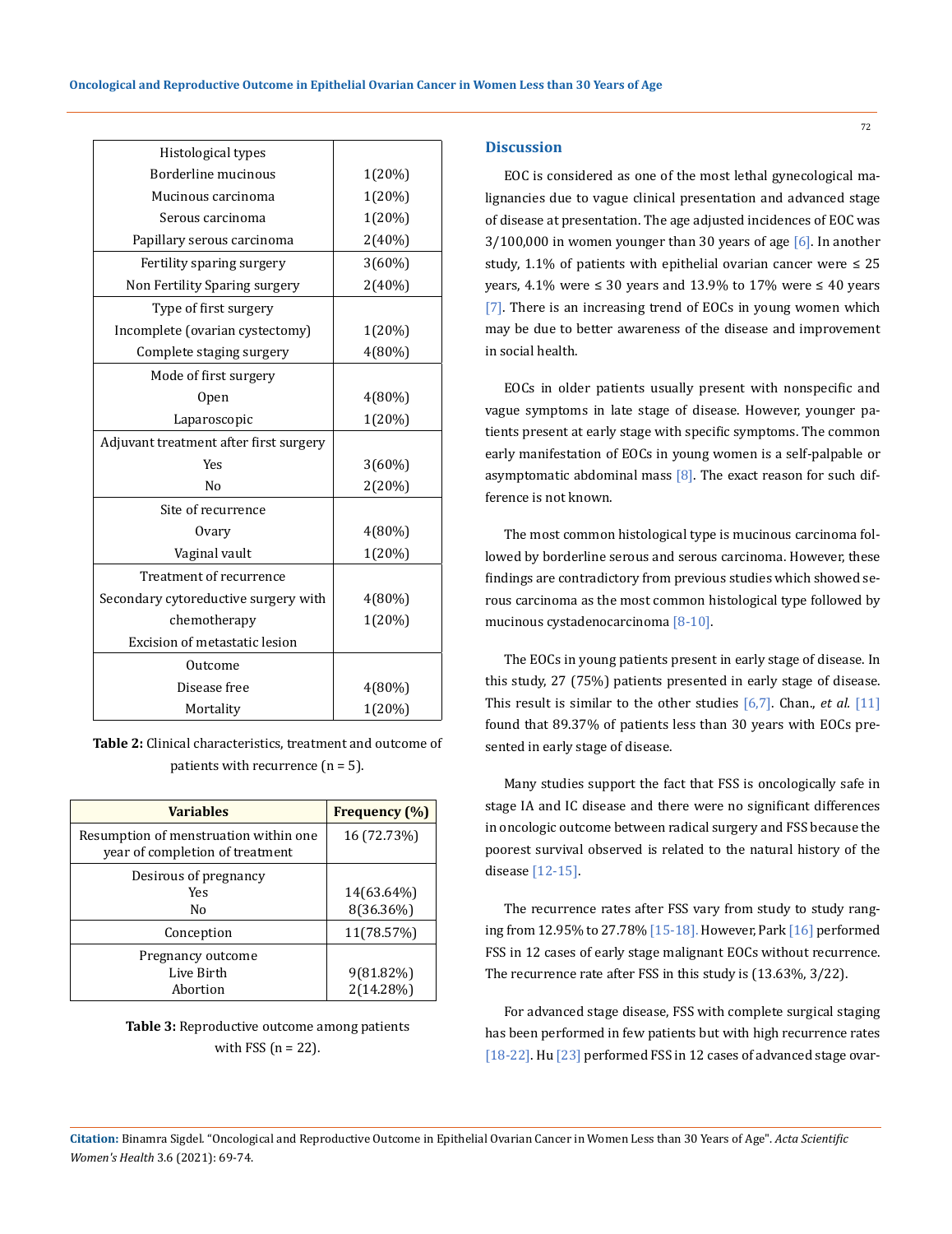| Histological types | |
|---|---|
| Borderline mucinous | 1(20%) |
| Mucinous carcinoma | 1(20%) |
| Serous carcinoma | 1(20%) |
| Papillary serous carcinoma | 2(40%) |
| Fertility sparing surgery | 3(60%) |
| Non Fertility Sparing surgery | 2(40%) |
| Type of first surgery | |
| Incomplete (ovarian cystectomy) | 1(20%) |
| Complete staging surgery | 4(80%) |
| Mode of first surgery | |
| Open | 4(80%) |
| Laparoscopic | 1(20%) |
| Adjuvant treatment after first surgery | |
| Yes | 3(60%) |
| No | 2(20%) |
| Site of recurrence | |
| Ovary | 4(80%) |
| Vaginal vault | 1(20%) |
| Treatment of recurrence | |
| Secondary cytoreductive surgery with chemotherapy | 4(80%) |
| Excision of metastatic lesion | 1(20%) |
| Outcome | |
| Disease free | 4(80%) |
| Mortality | 1(20%) |

**Table 2:** Clinical characteristics, treatment and outcome of patients with recurrence (n = 5).

| Variables | Frequency (%) |
|---|---|
| Resumption of menstruation within one year of completion of treatment | 16 (72.73%) |
| Desirous of pregnancy<br>Yes<br>No | <br>14(63.64%)<br>8(36.36%) |
| Conception | 11(78.57%) |
| Pregnancy outcome<br>Live Birth<br>Abortion | <br>9(81.82%)<br>2(14.28%) |

**Table 3:** Reproductive outcome among patients with FSS (n = 22).

## Discussion

EOC is considered as one of the most lethal gynecological malignancies due to vague clinical presentation and advanced stage of disease at presentation. The age adjusted incidences of EOC was 3/100,000 in women younger than 30 years of age [6]. In another study, 1.1% of patients with epithelial ovarian cancer were ≤ 25 years, 4.1% were ≤ 30 years and 13.9% to 17% were ≤ 40 years [7]. There is an increasing trend of EOCs in young women which may be due to better awareness of the disease and improvement in social health.

EOCs in older patients usually present with nonspecific and vague symptoms in late stage of disease. However, younger patients present at early stage with specific symptoms. The common early manifestation of EOCs in young women is a self-palpable or asymptomatic abdominal mass [8]. The exact reason for such difference is not known.

The most common histological type is mucinous carcinoma followed by borderline serous and serous carcinoma. However, these findings are contradictory from previous studies which showed serous carcinoma as the most common histological type followed by mucinous cystadenocarcinoma [8-10].

The EOCs in young patients present in early stage of disease. In this study, 27 (75%) patients presented in early stage of disease. This result is similar to the other studies [6,7]. Chan., *et al.* [11] found that 89.37% of patients less than 30 years with EOCs presented in early stage of disease.

Many studies support the fact that FSS is oncologically safe in stage IA and IC disease and there were no significant differences in oncologic outcome between radical surgery and FSS because the poorest survival observed is related to the natural history of the disease [12-15].

The recurrence rates after FSS vary from study to study ranging from 12.95% to 27.78% [15-18]. However, Park [16] performed FSS in 12 cases of early stage malignant EOCs without recurrence. The recurrence rate after FSS in this study is (13.63%, 3/22).

For advanced stage disease, FSS with complete surgical staging has been performed in few patients but with high recurrence rates [18-22]. Hu [23] performed FSS in 12 cases of advanced stage ovar-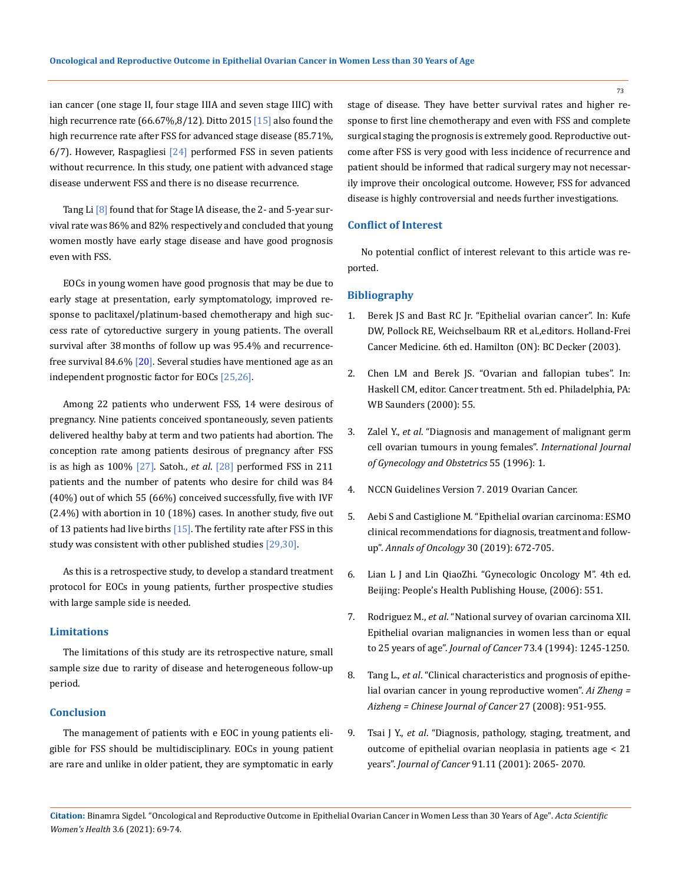ian cancer (one stage II, four stage IIIA and seven stage IIIC) with high recurrence rate (66.67%,8/12). Ditto 2015 [15] also found the high recurrence rate after FSS for advanced stage disease (85.71%, 6/7). However, Raspagliesi [24] performed FSS in seven patients without recurrence. In this study, one patient with advanced stage disease underwent FSS and there is no disease recurrence.

Tang Li [8] found that for Stage IA disease, the 2- and 5-year survival rate was 86% and 82% respectively and concluded that young women mostly have early stage disease and have good prognosis even with FSS.

EOCs in young women have good prognosis that may be due to early stage at presentation, early symptomatology, improved response to paclitaxel/platinum-based chemotherapy and high success rate of cytoreductive surgery in young patients. The overall survival after 38 months of follow up was 95.4% and recurrence-free survival 84.6% [20]. Several studies have mentioned age as an independent prognostic factor for EOCs [25,26].

Among 22 patients who underwent FSS, 14 were desirous of pregnancy. Nine patients conceived spontaneously, seven patients delivered healthy baby at term and two patients had abortion. The conception rate among patients desirous of pregnancy after FSS is as high as 100% [27]. Satoh., *et al*. [28] performed FSS in 211 patients and the number of patients who desire for child was 84 (40%) out of which 55 (66%) conceived successfully, five with IVF (2.4%) with abortion in 10 (18%) cases. In another study, five out of 13 patients had live births [15]. The fertility rate after FSS in this study was consistent with other published studies [29,30].

As this is a retrospective study, to develop a standard treatment protocol for EOCs in young patients, further prospective studies with large sample side is needed.

## Limitations

The limitations of this study are its retrospective nature, small sample size due to rarity of disease and heterogeneous follow-up period.

## Conclusion

The management of patients with e EOC in young patients eligible for FSS should be multidisciplinary. EOCs in young patient are rare and unlike in older patient, they are symptomatic in early stage of disease. They have better survival rates and higher response to first line chemotherapy and even with FSS and complete surgical staging the prognosis is extremely good. Reproductive outcome after FSS is very good with less incidence of recurrence and patient should be informed that radical surgery may not necessarily improve their oncological outcome. However, FSS for advanced disease is highly controversial and needs further investigations.

## Conflict of Interest

No potential conflict of interest relevant to this article was reported.

## Bibliography

1. Berek JS and Bast RC Jr. "Epithelial ovarian cancer". In: Kufe DW, Pollock RE, Weichselbaum RR et al.,editors. Holland-Frei Cancer Medicine. 6th ed. Hamilton (ON): BC Decker (2003).
2. Chen LM and Berek JS. "Ovarian and fallopian tubes". In: Haskell CM, editor. Cancer treatment. 5th ed. Philadelphia, PA: WB Saunders (2000): 55.
3. Zalel Y., *et al*. "Diagnosis and management of malignant germ cell ovarian tumours in young females". *International Journal of Gynecology and Obstetrics* 55 (1996): 1.
4. NCCN Guidelines Version 7. 2019 Ovarian Cancer.
5. Aebi S and Castiglione M. "Epithelial ovarian carcinoma: ESMO clinical recommendations for diagnosis, treatment and follow-up". *Annals of Oncology* 30 (2019): 672-705.
6. Lian L J and Lin QiaoZhi. "Gynecologic Oncology M". 4th ed. Beijing: People's Health Publishing House, (2006): 551.
7. Rodriguez M., *et al*. "National survey of ovarian carcinoma XII. Epithelial ovarian malignancies in women less than or equal to 25 years of age". *Journal of Cancer* 73.4 (1994): 1245-1250.
8. Tang L., *et al*. "Clinical characteristics and prognosis of epithelial ovarian cancer in young reproductive women". *Ai Zheng = Aizheng = Chinese Journal of Cancer* 27 (2008): 951-955.
9. Tsai J Y., *et al*. "Diagnosis, pathology, staging, treatment, and outcome of epithelial ovarian neoplasia in patients age < 21 years". *Journal of Cancer* 91.11 (2001): 2065- 2070.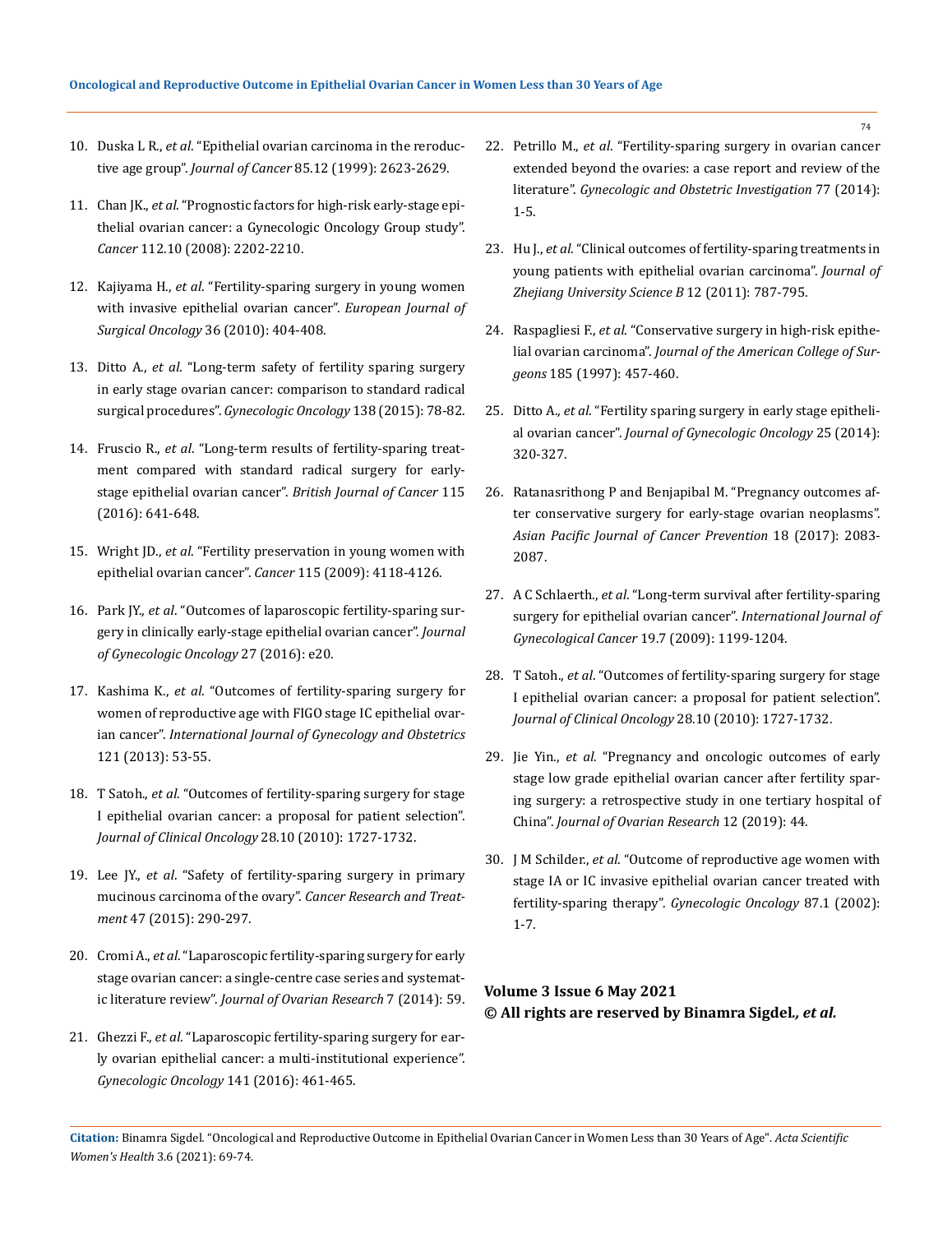10. Duska L R., *et al*. "Epithelial ovarian carcinoma in the reroductive age group". *Journal of Cancer* 85.12 (1999): 2623-2629.
11. Chan JK., *et al*. "Prognostic factors for high-risk early-stage epithelial ovarian cancer: a Gynecologic Oncology Group study". *Cancer* 112.10 (2008): 2202-2210.
12. Kajiyama H., *et al*. "Fertility-sparing surgery in young women with invasive epithelial ovarian cancer". *European Journal of Surgical Oncology* 36 (2010): 404-408.
13. Ditto A., *et al*. "Long-term safety of fertility sparing surgery in early stage ovarian cancer: comparison to standard radical surgical procedures". *Gynecologic Oncology* 138 (2015): 78-82.
14. Fruscio R., *et al*. "Long-term results of fertility-sparing treatment compared with standard radical surgery for early-stage epithelial ovarian cancer". *British Journal of Cancer* 115 (2016): 641-648.
15. Wright JD., *et al*. "Fertility preservation in young women with epithelial ovarian cancer". *Cancer* 115 (2009): 4118-4126.
16. Park JY., *et al*. "Outcomes of laparoscopic fertility-sparing surgery in clinically early-stage epithelial ovarian cancer". *Journal of Gynecologic Oncology* 27 (2016): e20.
17. Kashima K., *et al*. "Outcomes of fertility-sparing surgery for women of reproductive age with FIGO stage IC epithelial ovarian cancer". *International Journal of Gynecology and Obstetrics* 121 (2013): 53-55.
18. T Satoh., *et al*. "Outcomes of fertility-sparing surgery for stage I epithelial ovarian cancer: a proposal for patient selection". *Journal of Clinical Oncology* 28.10 (2010): 1727-1732.
19. Lee JY., *et al*. "Safety of fertility-sparing surgery in primary mucinous carcinoma of the ovary". *Cancer Research and Treatment* 47 (2015): 290-297.
20. Cromi A., *et al*. "Laparoscopic fertility-sparing surgery for early stage ovarian cancer: a single-centre case series and systematic literature review". *Journal of Ovarian Research* 7 (2014): 59.
21. Ghezzi F., *et al*. "Laparoscopic fertility-sparing surgery for early ovarian epithelial cancer: a multi-institutional experience". *Gynecologic Oncology* 141 (2016): 461-465.
22. Petrillo M., *et al*. "Fertility-sparing surgery in ovarian cancer extended beyond the ovaries: a case report and review of the literature". *Gynecologic and Obstetric Investigation* 77 (2014): 1-5.
23. Hu J., *et al*. "Clinical outcomes of fertility-sparing treatments in young patients with epithelial ovarian carcinoma". *Journal of Zhejiang University Science B* 12 (2011): 787-795.
24. Raspagliesi F., *et al*. "Conservative surgery in high-risk epithelial ovarian carcinoma". *Journal of the American College of Surgeons* 185 (1997): 457-460.
25. Ditto A., *et al*. "Fertility sparing surgery in early stage epithelial ovarian cancer". *Journal of Gynecologic Oncology* 25 (2014): 320-327.
26. Ratanasrithong P and Benjapibal M. "Pregnancy outcomes after conservative surgery for early-stage ovarian neoplasms". *Asian Pacific Journal of Cancer Prevention* 18 (2017): 2083-2087.
27. A C Schlaerth., *et al*. "Long-term survival after fertility-sparing surgery for epithelial ovarian cancer". *International Journal of Gynecological Cancer* 19.7 (2009): 1199-1204.
28. T Satoh., *et al*. "Outcomes of fertility-sparing surgery for stage I epithelial ovarian cancer: a proposal for patient selection". *Journal of Clinical Oncology* 28.10 (2010): 1727-1732.
29. Jie Yin., *et al*. "Pregnancy and oncologic outcomes of early stage low grade epithelial ovarian cancer after fertility sparing surgery: a retrospective study in one tertiary hospital of China". *Journal of Ovarian Research* 12 (2019): 44.
30. J M Schilder., *et al*. "Outcome of reproductive age women with stage IA or IC invasive epithelial ovarian cancer treated with fertility-sparing therapy". *Gynecologic Oncology* 87.1 (2002): 1-7.

**Volume 3 Issue 6 May 2021**
**© All rights are reserved by Binamra Sigdel*., et al.***